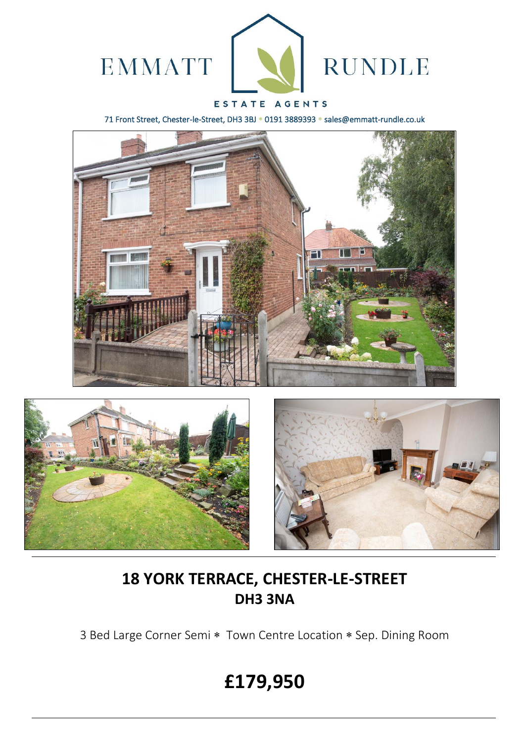EMMATT RUNDLE

ESTATE AGENTS

71 Front Street, Chester-le-Street, DH3 3BJ * 0191 3889393 * sales@emmatt-rundle.co.uk

# 18 YORK TERRACE, CHESTER-LE-STREET
## DH3 3NA

3 Bed Large Corner Semi * Town Centre Location * Sep. Dining Room

# £179,950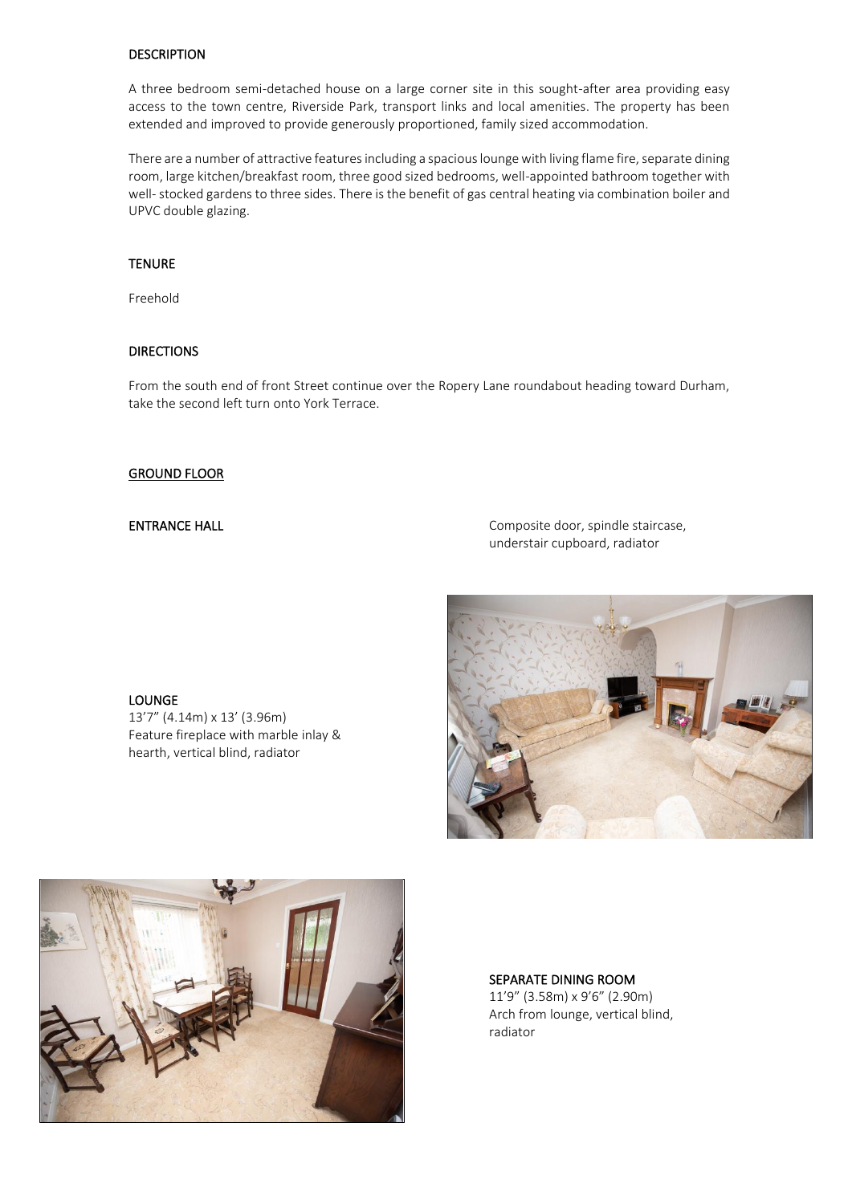## DESCRIPTION

A three bedroom semi-detached house on a large corner site in this sought-after area providing easy access to the town centre, Riverside Park, transport links and local amenities. The property has been extended and improved to provide generously proportioned, family sized accommodation.

There are a number of attractive features including a spacious lounge with living flame fire, separate dining room, large kitchen/breakfast room, three good sized bedrooms, well-appointed bathroom together with well- stocked gardens to three sides. There is the benefit of gas central heating via combination boiler and UPVC double glazing.

## TENURE

Freehold

## DIRECTIONS

From the south end of front Street continue over the Ropery Lane roundabout heading toward Durham, take the second left turn onto York Terrace.

## GROUND FLOOR

**ENTRANCE HALL**
Composite door, spindle staircase, understair cupboard, radiator

**LOUNGE**
13'7" (4.14m) x 13' (3.96m)
Feature fireplace with marble inlay & hearth, vertical blind, radiator

**SEPARATE DINING ROOM**
11'9" (3.58m) x 9'6" (2.90m)
Arch from lounge, vertical blind, radiator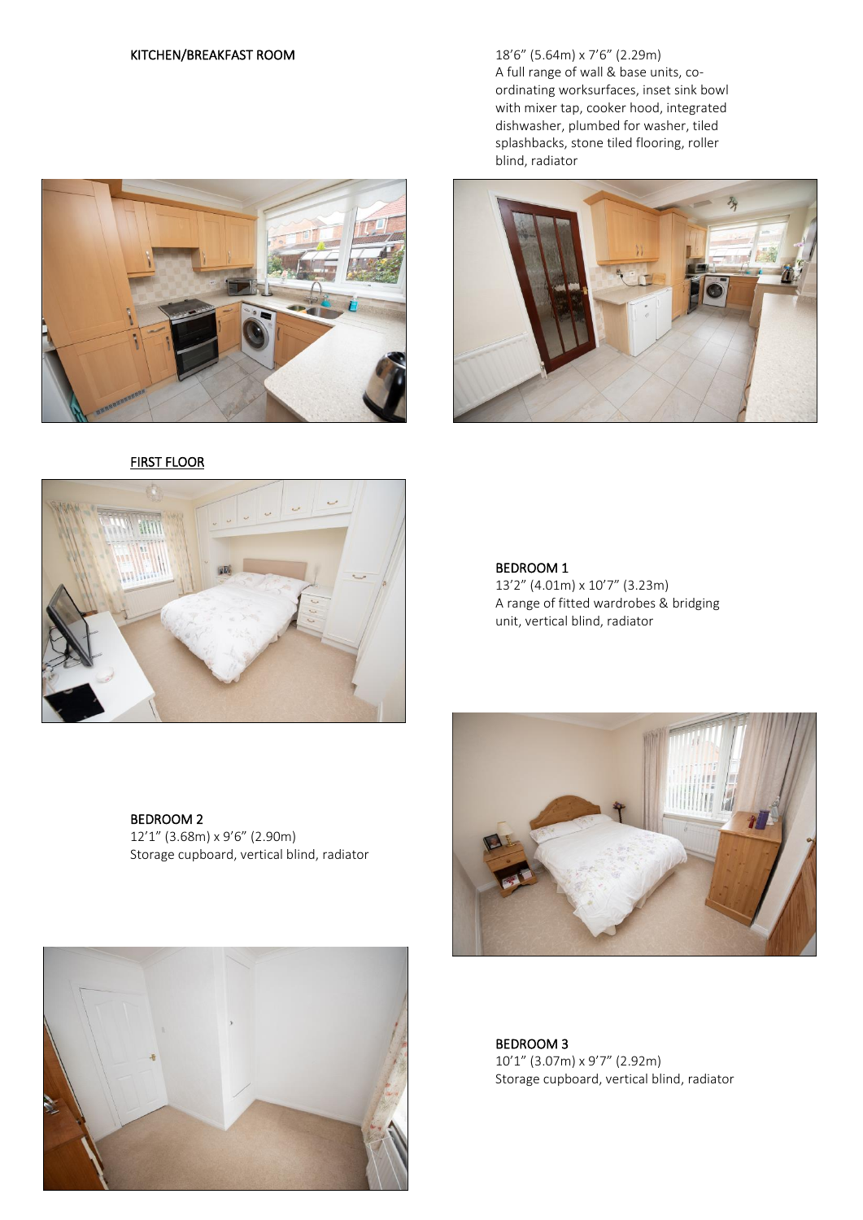KITCHEN/BREAKFAST ROOM

18'6" (5.64m) x 7'6" (2.29m)
A full range of wall & base units, co-ordinating worksurfaces, inset sink bowl with mixer tap, cooker hood, integrated dishwasher, plumbed for washer, tiled splashbacks, stone tiled flooring, roller blind, radiator

## FIRST FLOOR

BEDROOM 1
13'2" (4.01m) x 10'7" (3.23m)
A range of fitted wardrobes & bridging unit, vertical blind, radiator

BEDROOM 2
12'1" (3.68m) x 9'6" (2.90m)
Storage cupboard, vertical blind, radiator

BEDROOM 3
10'1" (3.07m) x 9'7" (2.92m)
Storage cupboard, vertical blind, radiator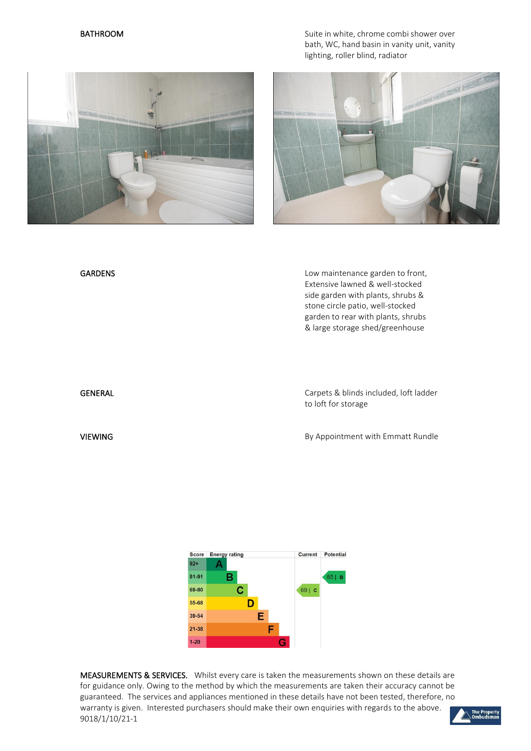**BATHROOM**

Suite in white, chrome combi shower over bath, WC, hand basin in vanity unit, vanity lighting, roller blind, radiator

**GARDENS**

Low maintenance garden to front, Extensive lawned & well-stocked side garden with plants, shrubs & stone circle patio, well-stocked garden to rear with plants, shrubs & large storage shed/greenhouse

**GENERAL**

Carpets & blinds included, loft ladder to loft for storage

**VIEWING**

By Appointment with Emmatt Rundle

Score
Energy rating
Current
Potential
92+ A
81-91 B
69-80 C
55-68 D
39-54 E
21-38 F
1-20 G
69 | C
85 | B

**MEASUREMENTS & SERVICES.** Whilst every care is taken the measurements shown on these details are for guidance only. Owing to the method by which the measurements are taken their accuracy cannot be guaranteed. The services and appliances mentioned in these details have not been tested, therefore, no warranty is given. Interested purchasers should make their own enquiries with regards to the above.
9018/1/10/21-1

The Property Ombudsman